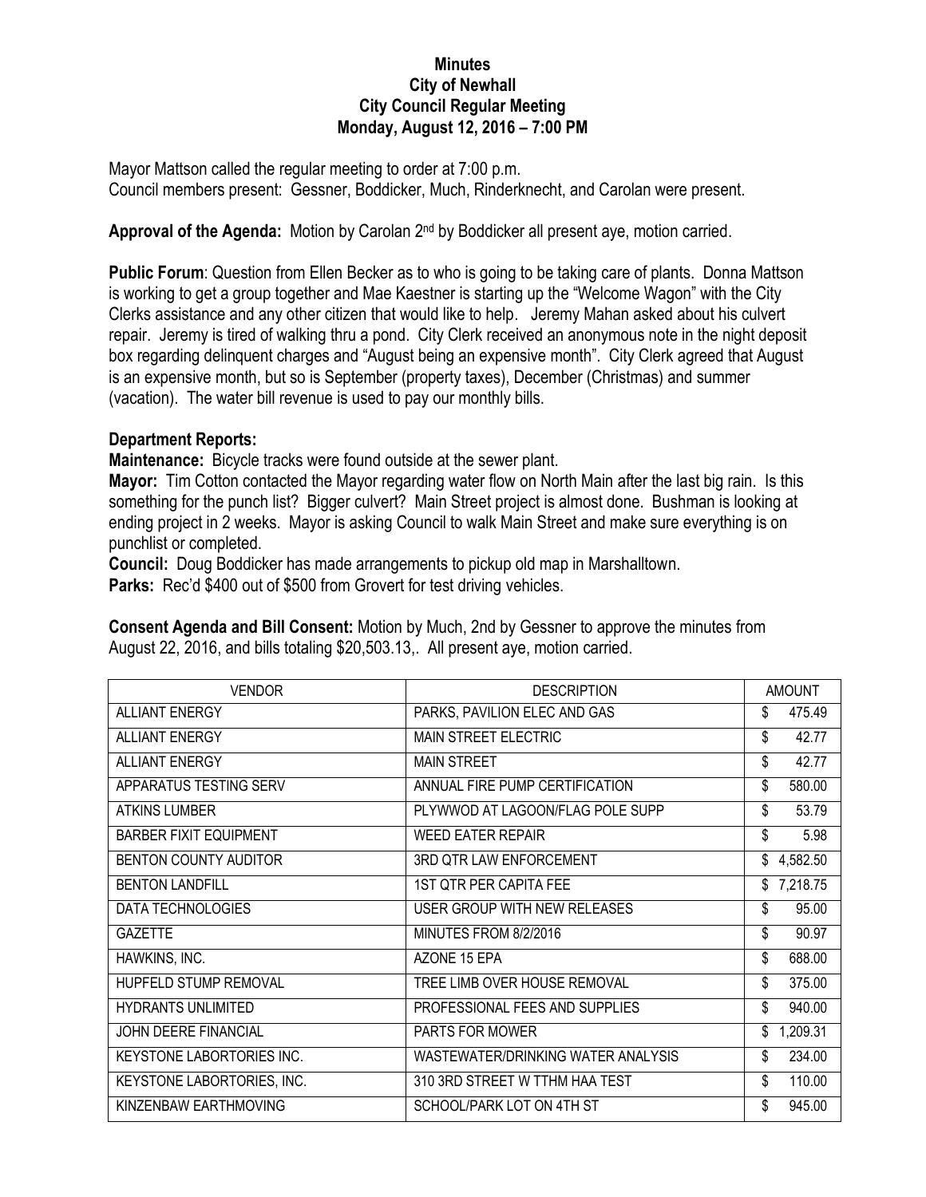**Minutes**
**City of Newhall**
**City Council Regular Meeting**
**Monday, August 12, 2016 – 7:00 PM**

Mayor Mattson called the regular meeting to order at 7:00 p.m.
Council members present: Gessner, Boddicker, Much, Rinderknecht, and Carolan were present.

**Approval of the Agenda:** Motion by Carolan 2nd by Boddicker all present aye, motion carried.

**Public Forum**: Question from Ellen Becker as to who is going to be taking care of plants. Donna Mattson is working to get a group together and Mae Kaestner is starting up the "Welcome Wagon" with the City Clerks assistance and any other citizen that would like to help. Jeremy Mahan asked about his culvert repair. Jeremy is tired of walking thru a pond. City Clerk received an anonymous note in the night deposit box regarding delinquent charges and "August being an expensive month". City Clerk agreed that August is an expensive month, but so is September (property taxes), December (Christmas) and summer (vacation). The water bill revenue is used to pay our monthly bills.

**Department Reports:**

**Maintenance:** Bicycle tracks were found outside at the sewer plant.

**Mayor:** Tim Cotton contacted the Mayor regarding water flow on North Main after the last big rain. Is this something for the punch list? Bigger culvert? Main Street project is almost done. Bushman is looking at ending project in 2 weeks. Mayor is asking Council to walk Main Street and make sure everything is on punchlist or completed.

**Council:** Doug Boddicker has made arrangements to pickup old map in Marshalltown.

**Parks:** Rec'd $400 out of $500 from Grovert for test driving vehicles.

**Consent Agenda and Bill Consent:** Motion by Much, 2nd by Gessner to approve the minutes from August 22, 2016, and bills totaling $20,503.13,. All present aye, motion carried.

| VENDOR | DESCRIPTION | AMOUNT |
|---|---|---|
| ALLIANT ENERGY | PARKS, PAVILION ELEC AND GAS | $ 475.49 |
| ALLIANT ENERGY | MAIN STREET ELECTRIC | $ 42.77 |
| ALLIANT ENERGY | MAIN STREET | $ 42.77 |
| APPARATUS TESTING SERV | ANNUAL FIRE PUMP CERTIFICATION | $ 580.00 |
| ATKINS LUMBER | PLYWWOD AT LAGOON/FLAG POLE SUPP | $ 53.79 |
| BARBER FIXIT EQUIPMENT | WEED EATER REPAIR | $ 5.98 |
| BENTON COUNTY AUDITOR | 3RD QTR LAW ENFORCEMENT | $ 4,582.50 |
| BENTON LANDFILL | 1ST QTR PER CAPITA FEE | $ 7,218.75 |
| DATA TECHNOLOGIES | USER GROUP WITH NEW RELEASES | $ 95.00 |
| GAZETTE | MINUTES FROM 8/2/2016 | $ 90.97 |
| HAWKINS, INC. | AZONE 15 EPA | $ 688.00 |
| HUPFELD STUMP REMOVAL | TREE LIMB OVER HOUSE REMOVAL | $ 375.00 |
| HYDRANTS UNLIMITED | PROFESSIONAL FEES AND SUPPLIES | $ 940.00 |
| JOHN DEERE FINANCIAL | PARTS FOR MOWER | $ 1,209.31 |
| KEYSTONE LABORTORIES INC. | WASTEWATER/DRINKING WATER ANALYSIS | $ 234.00 |
| KEYSTONE LABORTORIES, INC. | 310 3RD STREET W TTHM HAA TEST | $ 110.00 |
| KINZENBAW EARTHMOVING | SCHOOL/PARK LOT ON 4TH ST | $ 945.00 |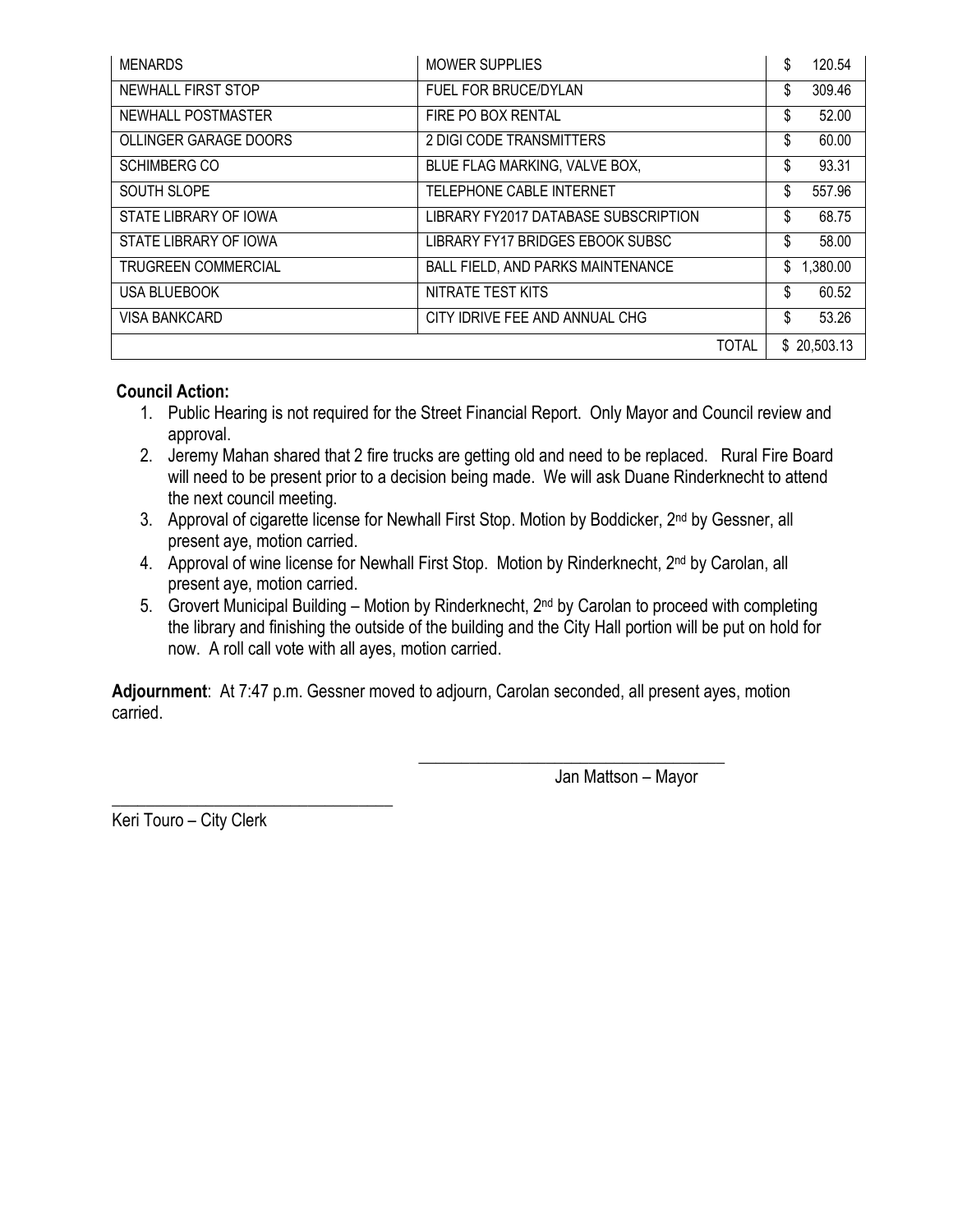| | | |
|---|---|---|
| MENARDS | MOWER SUPPLIES | $ 120.54 |
| NEWHALL FIRST STOP | FUEL FOR BRUCE/DYLAN | $ 309.46 |
| NEWHALL POSTMASTER | FIRE PO BOX RENTAL | $ 52.00 |
| OLLINGER GARAGE DOORS | 2 DIGI CODE TRANSMITTERS | $ 60.00 |
| SCHIMBERG CO | BLUE FLAG MARKING, VALVE BOX, | $ 93.31 |
| SOUTH SLOPE | TELEPHONE CABLE INTERNET | $ 557.96 |
| STATE LIBRARY OF IOWA | LIBRARY FY2017 DATABASE SUBSCRIPTION | $ 68.75 |
| STATE LIBRARY OF IOWA | LIBRARY FY17 BRIDGES EBOOK SUBSC | $ 58.00 |
| TRUGREEN COMMERCIAL | BALL FIELD, AND PARKS MAINTENANCE | $ 1,380.00 |
| USA BLUEBOOK | NITRATE TEST KITS | $ 60.52 |
| VISA BANKCARD | CITY IDRIVE FEE AND ANNUAL CHG | $ 53.26 |
| | TOTAL | $ 20,503.13 |

**Council Action:**

1. Public Hearing is not required for the Street Financial Report. Only Mayor and Council review and approval.
2. Jeremy Mahan shared that 2 fire trucks are getting old and need to be replaced. Rural Fire Board will need to be present prior to a decision being made. We will ask Duane Rinderknecht to attend the next council meeting.
3. Approval of cigarette license for Newhall First Stop. Motion by Boddicker, 2nd by Gessner, all present aye, motion carried.
4. Approval of wine license for Newhall First Stop. Motion by Rinderknecht, 2nd by Carolan, all present aye, motion carried.
5. Grovert Municipal Building – Motion by Rinderknecht, 2nd by Carolan to proceed with completing the library and finishing the outside of the building and the City Hall portion will be put on hold for now. A roll call vote with all ayes, motion carried.

**Adjournment**: At 7:47 p.m. Gessner moved to adjourn, Carolan seconded, all present ayes, motion carried.

\_\_\_\_\_\_\_\_\_\_\_\_\_\_\_\_\_\_\_\_\_\_\_\_\_\_\_\_\_\_\_\_\_\_\_\_

Jan Mattson – Mayor

\_\_\_\_\_\_\_\_\_\_\_\_\_\_\_\_\_\_\_\_\_\_\_\_\_\_\_\_\_\_\_\_\_\_

Keri Touro – City Clerk